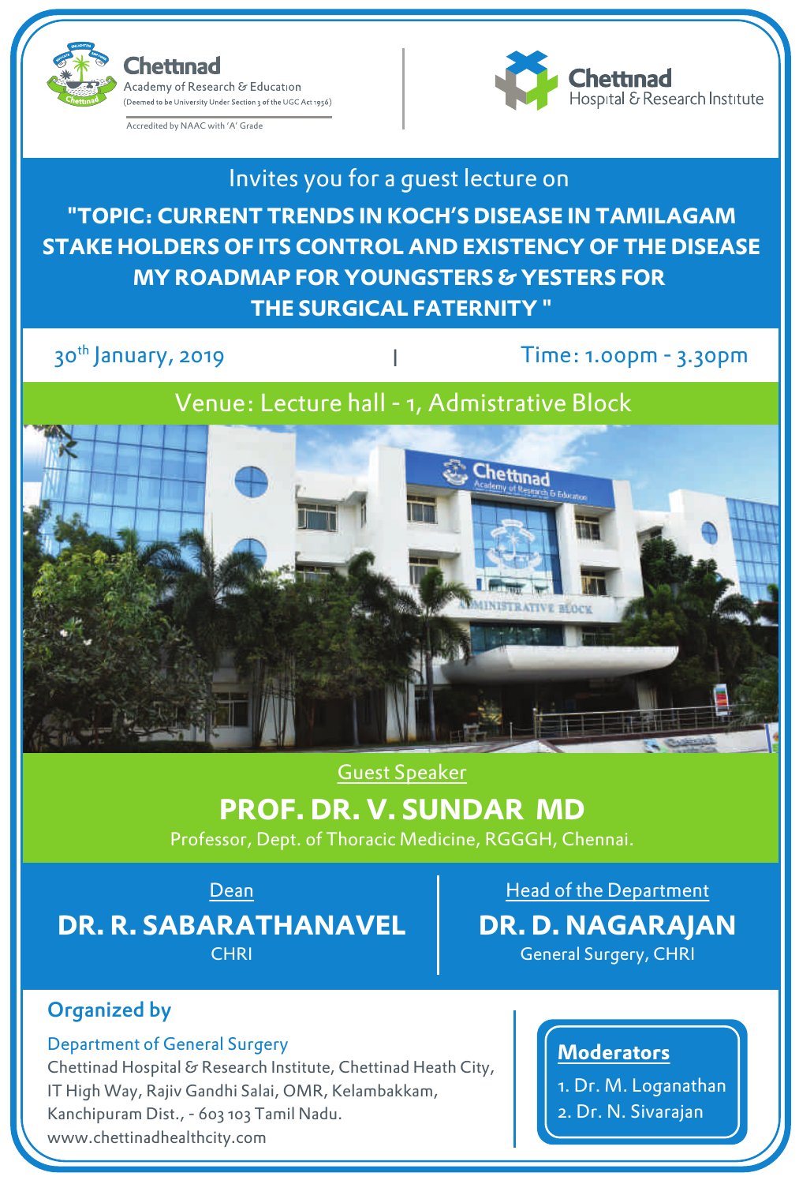Chettinad Academy of Research & Education
(Deemed to be University Under Section 3 of the UGC Act 1956)

Accredited by NAAC with 'A' Grade

Chettinad Hospital & Research Institute

Invites you for a guest lecture on

# "TOPIC: CURRENT TRENDS IN KOCH'S DISEASE IN TAMILAGAM STAKE HOLDERS OF ITS CONTROL AND EXISTENCY OF THE DISEASE MY ROADMAP FOR YOUNGSTERS & YESTERS FOR THE SURGICAL FATERNITY "

30th January, 2019 | Time: 1.00pm - 3.30pm

Venue: Lecture hall - 1, Admistrative Block

Guest Speaker

## PROF. DR. V. SUNDAR MD

Professor, Dept. of Thoracic Medicine, RGGGH, Chennai.

Dean

**DR. R. SABARATHANAVEL**

CHRI

Head of the Department

**DR. D. NAGARAJAN**

General Surgery, CHRI

**Organized by**

Department of General Surgery

Chettinad Hospital & Research Institute, Chettinad Heath City,
IT High Way, Rajiv Gandhi Salai, OMR, Kelambakkam,
Kanchipuram Dist., - 603 103 Tamil Nadu.
www.chettinadhealthcity.com

**Moderators**

1. Dr. M. Loganathan
2. Dr. N. Sivarajan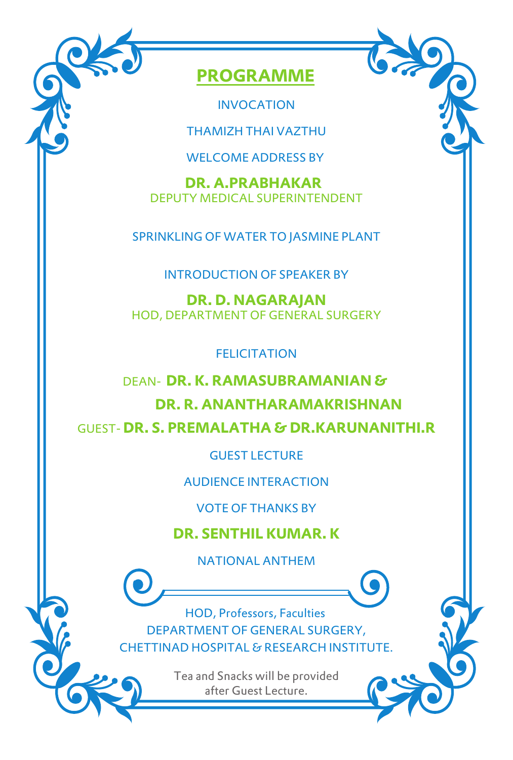# PROGRAMME

INVOCATION

THAMIZH THAI VAZTHU

WELCOME ADDRESS BY

**DR. A.PRABHAKAR**
DEPUTY MEDICAL SUPERINTENDENT

SPRINKLING OF WATER TO JASMINE PLANT

INTRODUCTION OF SPEAKER BY

**DR. D. NAGARAJAN**
HOD, DEPARTMENT OF GENERAL SURGERY

FELICITATION

DEAN- **DR. K. RAMASUBRAMANIAN &**
**DR. R. ANANTHARAMAKRISHNAN**

GUEST- **DR. S. PREMALATHA & DR.KARUNANITHI.R**

GUEST LECTURE

AUDIENCE INTERACTION

VOTE OF THANKS BY

**DR. SENTHIL KUMAR. K**

NATIONAL ANTHEM

HOD, Professors, Faculties
DEPARTMENT OF GENERAL SURGERY,
CHETTINAD HOSPITAL & RESEARCH INSTITUTE.

Tea and Snacks will be provided
after Guest Lecture.